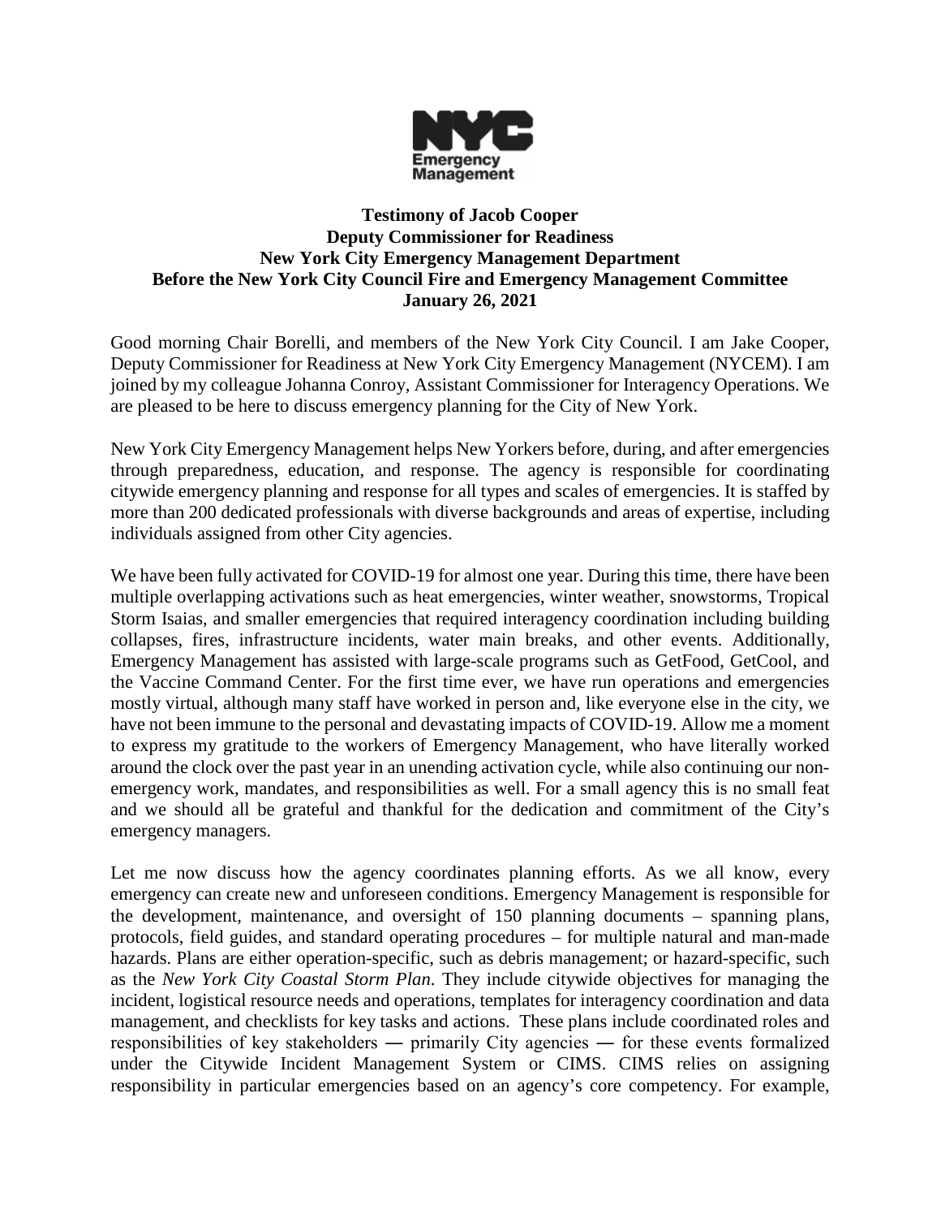**Testimony of Jacob Cooper**
**Deputy Commissioner for Readiness**
**New York City Emergency Management Department**
**Before the New York City Council Fire and Emergency Management Committee**
**January 26, 2021**

Good morning Chair Borelli, and members of the New York City Council. I am Jake Cooper, Deputy Commissioner for Readiness at New York City Emergency Management (NYCEM). I am joined by my colleague Johanna Conroy, Assistant Commissioner for Interagency Operations. We are pleased to be here to discuss emergency planning for the City of New York.

New York City Emergency Management helps New Yorkers before, during, and after emergencies through preparedness, education, and response. The agency is responsible for coordinating citywide emergency planning and response for all types and scales of emergencies. It is staffed by more than 200 dedicated professionals with diverse backgrounds and areas of expertise, including individuals assigned from other City agencies.

We have been fully activated for COVID-19 for almost one year. During this time, there have been multiple overlapping activations such as heat emergencies, winter weather, snowstorms, Tropical Storm Isaias, and smaller emergencies that required interagency coordination including building collapses, fires, infrastructure incidents, water main breaks, and other events. Additionally, Emergency Management has assisted with large-scale programs such as GetFood, GetCool, and the Vaccine Command Center. For the first time ever, we have run operations and emergencies mostly virtual, although many staff have worked in person and, like everyone else in the city, we have not been immune to the personal and devastating impacts of COVID-19. Allow me a moment to express my gratitude to the workers of Emergency Management, who have literally worked around the clock over the past year in an unending activation cycle, while also continuing our non-emergency work, mandates, and responsibilities as well. For a small agency this is no small feat and we should all be grateful and thankful for the dedication and commitment of the City's emergency managers.

Let me now discuss how the agency coordinates planning efforts. As we all know, every emergency can create new and unforeseen conditions. Emergency Management is responsible for the development, maintenance, and oversight of 150 planning documents – spanning plans, protocols, field guides, and standard operating procedures – for multiple natural and man-made hazards. Plans are either operation-specific, such as debris management; or hazard-specific, such as the *New York City Coastal Storm Plan*. They include citywide objectives for managing the incident, logistical resource needs and operations, templates for interagency coordination and data management, and checklists for key tasks and actions. These plans include coordinated roles and responsibilities of key stakeholders ― primarily City agencies ― for these events formalized under the Citywide Incident Management System or CIMS. CIMS relies on assigning responsibility in particular emergencies based on an agency's core competency. For example,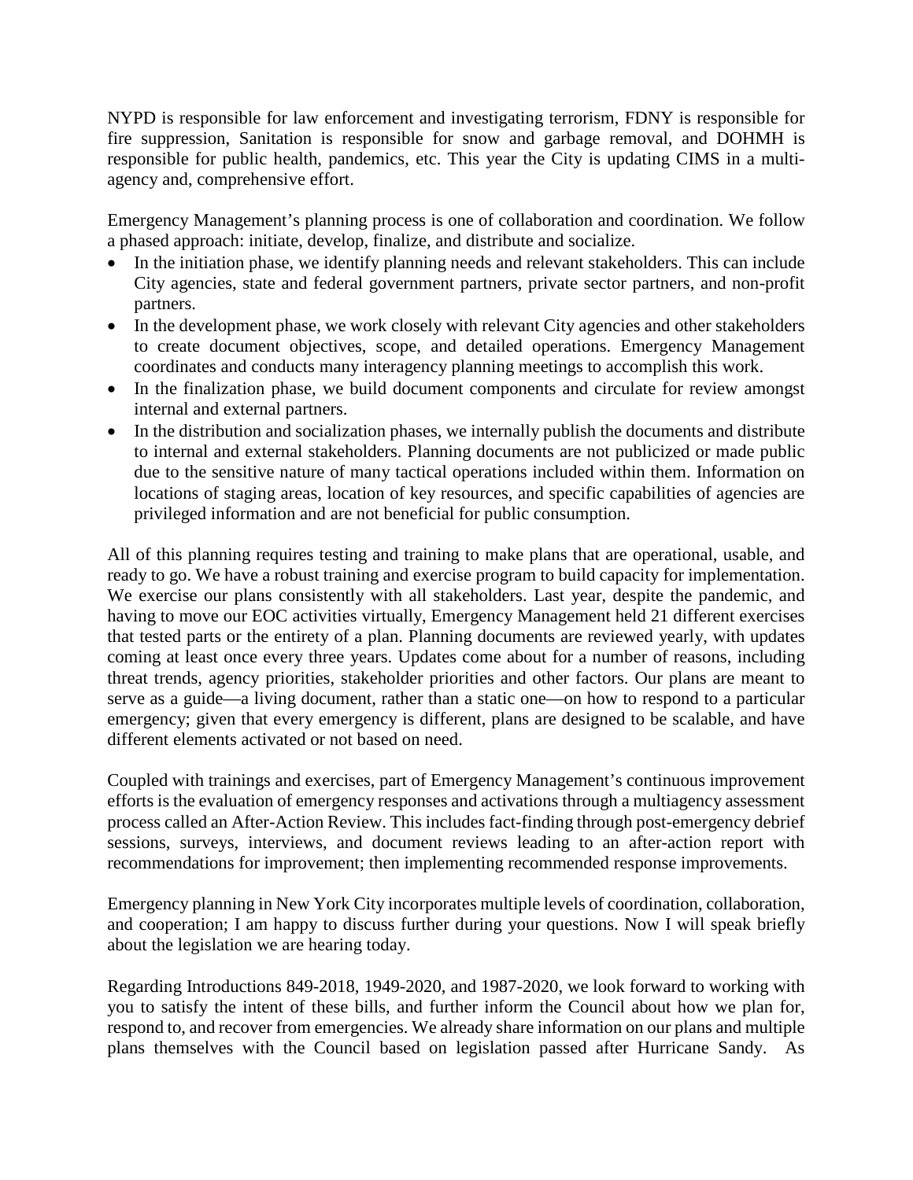NYPD is responsible for law enforcement and investigating terrorism, FDNY is responsible for fire suppression, Sanitation is responsible for snow and garbage removal, and DOHMH is responsible for public health, pandemics, etc. This year the City is updating CIMS in a multi-agency and, comprehensive effort.

Emergency Management's planning process is one of collaboration and coordination. We follow a phased approach: initiate, develop, finalize, and distribute and socialize.

- In the initiation phase, we identify planning needs and relevant stakeholders. This can include City agencies, state and federal government partners, private sector partners, and non-profit partners.
- In the development phase, we work closely with relevant City agencies and other stakeholders to create document objectives, scope, and detailed operations. Emergency Management coordinates and conducts many interagency planning meetings to accomplish this work.
- In the finalization phase, we build document components and circulate for review amongst internal and external partners.
- In the distribution and socialization phases, we internally publish the documents and distribute to internal and external stakeholders. Planning documents are not publicized or made public due to the sensitive nature of many tactical operations included within them. Information on locations of staging areas, location of key resources, and specific capabilities of agencies are privileged information and are not beneficial for public consumption.

All of this planning requires testing and training to make plans that are operational, usable, and ready to go. We have a robust training and exercise program to build capacity for implementation. We exercise our plans consistently with all stakeholders. Last year, despite the pandemic, and having to move our EOC activities virtually, Emergency Management held 21 different exercises that tested parts or the entirety of a plan. Planning documents are reviewed yearly, with updates coming at least once every three years. Updates come about for a number of reasons, including threat trends, agency priorities, stakeholder priorities and other factors. Our plans are meant to serve as a guide—a living document, rather than a static one—on how to respond to a particular emergency; given that every emergency is different, plans are designed to be scalable, and have different elements activated or not based on need.

Coupled with trainings and exercises, part of Emergency Management's continuous improvement efforts is the evaluation of emergency responses and activations through a multiagency assessment process called an After-Action Review. This includes fact-finding through post-emergency debrief sessions, surveys, interviews, and document reviews leading to an after-action report with recommendations for improvement; then implementing recommended response improvements.

Emergency planning in New York City incorporates multiple levels of coordination, collaboration, and cooperation; I am happy to discuss further during your questions. Now I will speak briefly about the legislation we are hearing today.

Regarding Introductions 849-2018, 1949-2020, and 1987-2020, we look forward to working with you to satisfy the intent of these bills, and further inform the Council about how we plan for, respond to, and recover from emergencies. We already share information on our plans and multiple plans themselves with the Council based on legislation passed after Hurricane Sandy. As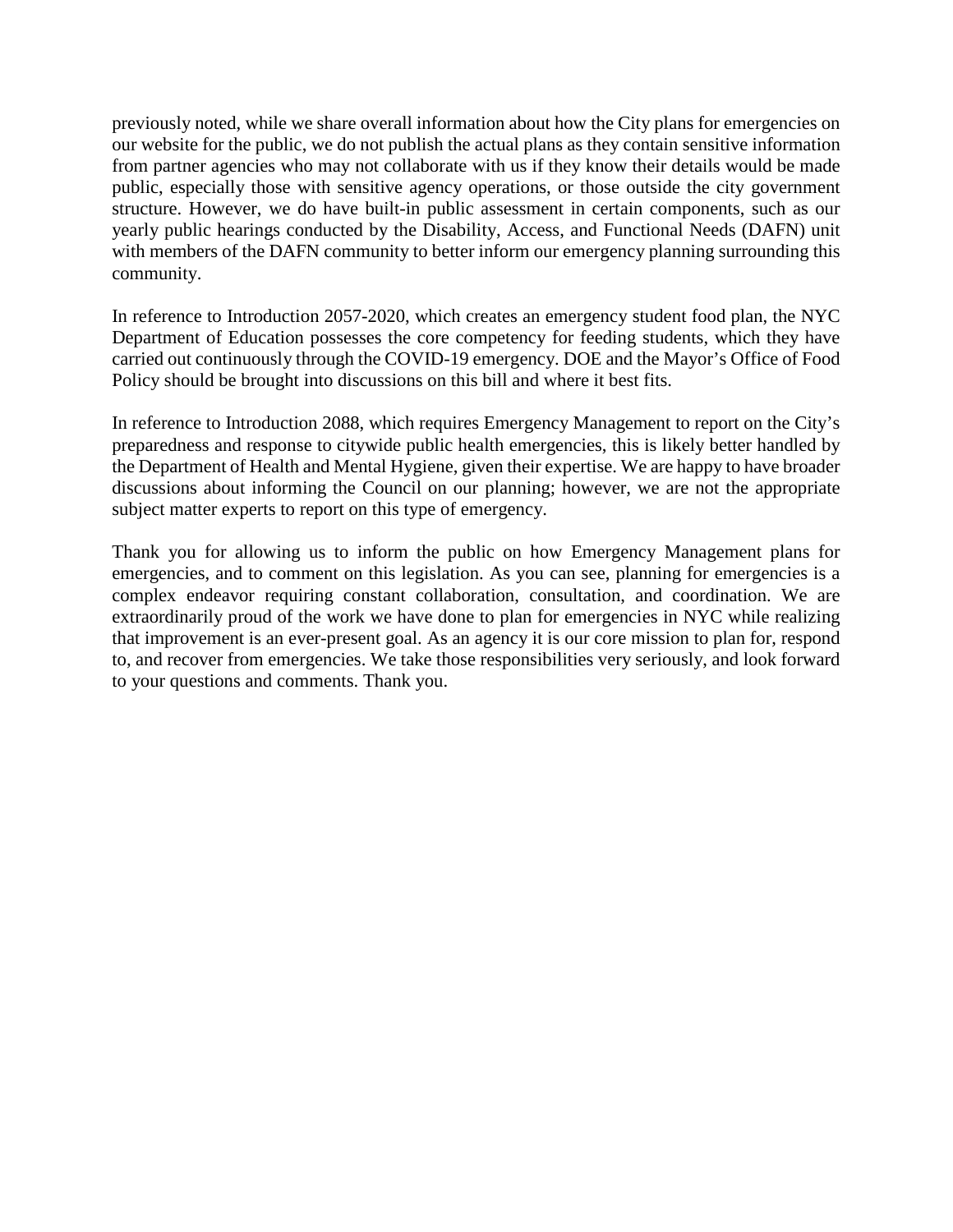previously noted, while we share overall information about how the City plans for emergencies on our website for the public, we do not publish the actual plans as they contain sensitive information from partner agencies who may not collaborate with us if they know their details would be made public, especially those with sensitive agency operations, or those outside the city government structure. However, we do have built-in public assessment in certain components, such as our yearly public hearings conducted by the Disability, Access, and Functional Needs (DAFN) unit with members of the DAFN community to better inform our emergency planning surrounding this community.

In reference to Introduction 2057-2020, which creates an emergency student food plan, the NYC Department of Education possesses the core competency for feeding students, which they have carried out continuously through the COVID-19 emergency. DOE and the Mayor's Office of Food Policy should be brought into discussions on this bill and where it best fits.

In reference to Introduction 2088, which requires Emergency Management to report on the City's preparedness and response to citywide public health emergencies, this is likely better handled by the Department of Health and Mental Hygiene, given their expertise. We are happy to have broader discussions about informing the Council on our planning; however, we are not the appropriate subject matter experts to report on this type of emergency.

Thank you for allowing us to inform the public on how Emergency Management plans for emergencies, and to comment on this legislation. As you can see, planning for emergencies is a complex endeavor requiring constant collaboration, consultation, and coordination. We are extraordinarily proud of the work we have done to plan for emergencies in NYC while realizing that improvement is an ever-present goal. As an agency it is our core mission to plan for, respond to, and recover from emergencies. We take those responsibilities very seriously, and look forward to your questions and comments. Thank you.